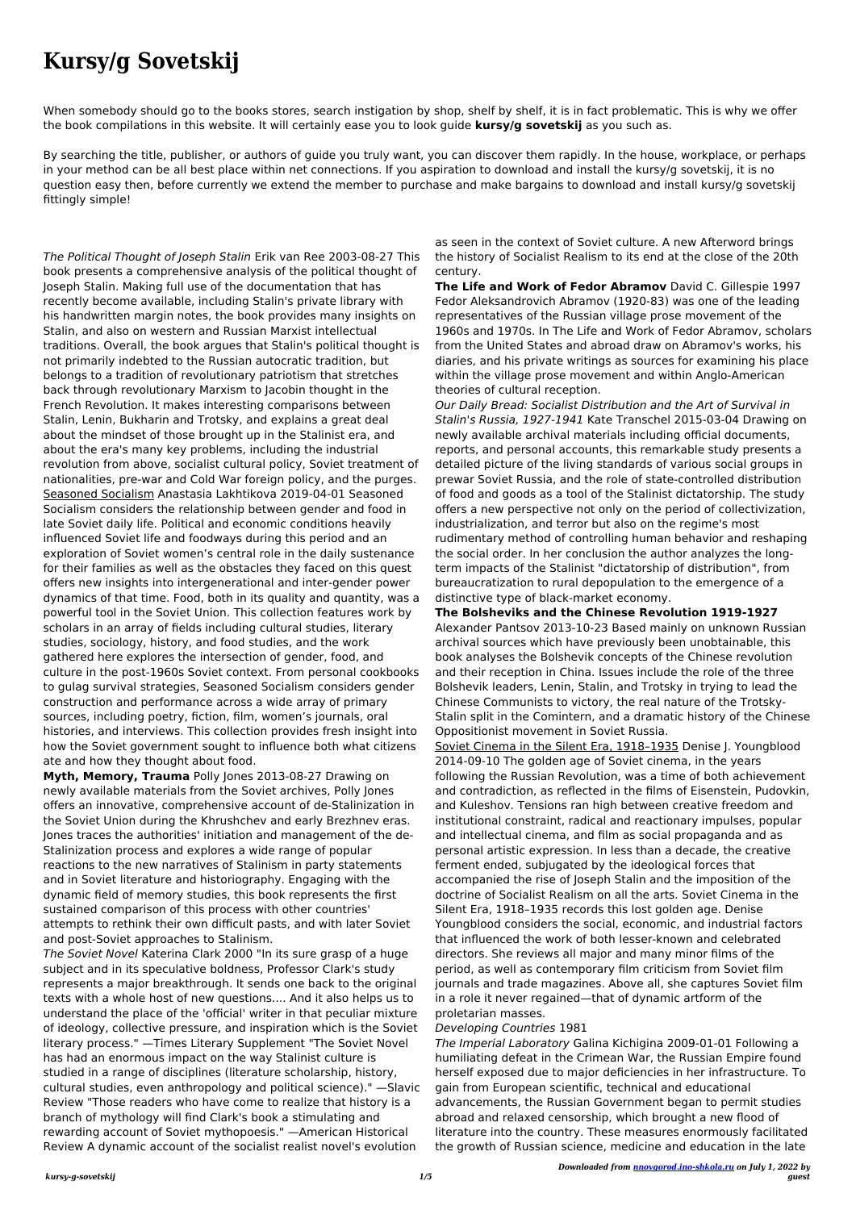# Kursy/g Sovetskij

When somebody should go to the books stores, search instigation by shop, shelf by shelf, it is in fact problematic. This is why we offer the book compilations in this website. It will certainly ease you to look guide **kursy/g sovetskij** as you such as.

By searching the title, publisher, or authors of guide you truly want, you can discover them rapidly. In the house, workplace, or perhaps in your method can be all best place within net connections. If you aspiration to download and install the kursy/g sovetskij, it is no question easy then, before currently we extend the member to purchase and make bargains to download and install kursy/g sovetskij fittingly simple!

*The Political Thought of Joseph Stalin* Erik van Ree 2003-08-27 This book presents a comprehensive analysis of the political thought of Joseph Stalin. Making full use of the documentation that has recently become available, including Stalin's private library with his handwritten margin notes, the book provides many insights on Stalin, and also on western and Russian Marxist intellectual traditions. Overall, the book argues that Stalin's political thought is not primarily indebted to the Russian autocratic tradition, but belongs to a tradition of revolutionary patriotism that stretches back through revolutionary Marxism to Jacobin thought in the French Revolution. It makes interesting comparisons between Stalin, Lenin, Bukharin and Trotsky, and explains a great deal about the mindset of those brought up in the Stalinist era, and about the era's many key problems, including the industrial revolution from above, socialist cultural policy, Soviet treatment of nationalities, pre-war and Cold War foreign policy, and the purges.

Seasoned Socialism Anastasia Lakhtikova 2019-04-01 Seasoned Socialism considers the relationship between gender and food in late Soviet daily life. Political and economic conditions heavily influenced Soviet life and foodways during this period and an exploration of Soviet women's central role in the daily sustenance for their families as well as the obstacles they faced on this quest offers new insights into intergenerational and inter-gender power dynamics of that time. Food, both in its quality and quantity, was a powerful tool in the Soviet Union. This collection features work by scholars in an array of fields including cultural studies, literary studies, sociology, history, and food studies, and the work gathered here explores the intersection of gender, food, and culture in the post-1960s Soviet context. From personal cookbooks to gulag survival strategies, Seasoned Socialism considers gender construction and performance across a wide array of primary sources, including poetry, fiction, film, women's journals, oral histories, and interviews. This collection provides fresh insight into how the Soviet government sought to influence both what citizens ate and how they thought about food.

**Myth, Memory, Trauma** Polly Jones 2013-08-27 Drawing on newly available materials from the Soviet archives, Polly Jones offers an innovative, comprehensive account of de-Stalinization in the Soviet Union during the Khrushchev and early Brezhnev eras. Jones traces the authorities' initiation and management of the de-Stalinization process and explores a wide range of popular reactions to the new narratives of Stalinism in party statements and in Soviet literature and historiography. Engaging with the dynamic field of memory studies, this book represents the first sustained comparison of this process with other countries' attempts to rethink their own difficult pasts, and with later Soviet and post-Soviet approaches to Stalinism.

*The Soviet Novel* Katerina Clark 2000 "In its sure grasp of a huge subject and in its speculative boldness, Professor Clark's study represents a major breakthrough. It sends one back to the original texts with a whole host of new questions.... And it also helps us to understand the place of the 'official' writer in that peculiar mixture of ideology, collective pressure, and inspiration which is the Soviet literary process." —Times Literary Supplement "The Soviet Novel has had an enormous impact on the way Stalinist culture is studied in a range of disciplines (literature scholarship, history, cultural studies, even anthropology and political science)." —Slavic Review "Those readers who have come to realize that history is a branch of mythology will find Clark's book a stimulating and rewarding account of Soviet mythopoesis." —American Historical Review A dynamic account of the socialist realist novel's evolution as seen in the context of Soviet culture. A new Afterword brings the history of Socialist Realism to its end at the close of the 20th century.

**The Life and Work of Fedor Abramov** David C. Gillespie 1997 Fedor Aleksandrovich Abramov (1920-83) was one of the leading representatives of the Russian village prose movement of the 1960s and 1970s. In The Life and Work of Fedor Abramov, scholars from the United States and abroad draw on Abramov's works, his diaries, and his private writings as sources for examining his place within the village prose movement and within Anglo-American theories of cultural reception.

*Our Daily Bread: Socialist Distribution and the Art of Survival in Stalin's Russia, 1927-1941* Kate Transchel 2015-03-04 Drawing on newly available archival materials including official documents, reports, and personal accounts, this remarkable study presents a detailed picture of the living standards of various social groups in prewar Soviet Russia, and the role of state-controlled distribution of food and goods as a tool of the Stalinist dictatorship. The study offers a new perspective not only on the period of collectivization, industrialization, and terror but also on the regime's most rudimentary method of controlling human behavior and reshaping the social order. In her conclusion the author analyzes the long-term impacts of the Stalinist "dictatorship of distribution", from bureaucratization to rural depopulation to the emergence of a distinctive type of black-market economy.

**The Bolsheviks and the Chinese Revolution 1919-1927** Alexander Pantsov 2013-10-23 Based mainly on unknown Russian archival sources which have previously been unobtainable, this book analyses the Bolshevik concepts of the Chinese revolution and their reception in China. Issues include the role of the three Bolshevik leaders, Lenin, Stalin, and Trotsky in trying to lead the Chinese Communists to victory, the real nature of the Trotsky-Stalin split in the Comintern, and a dramatic history of the Chinese Oppositionist movement in Soviet Russia.

Soviet Cinema in the Silent Era, 1918–1935 Denise J. Youngblood 2014-09-10 The golden age of Soviet cinema, in the years following the Russian Revolution, was a time of both achievement and contradiction, as reflected in the films of Eisenstein, Pudovkin, and Kuleshov. Tensions ran high between creative freedom and institutional constraint, radical and reactionary impulses, popular and intellectual cinema, and film as social propaganda and as personal artistic expression. In less than a decade, the creative ferment ended, subjugated by the ideological forces that accompanied the rise of Joseph Stalin and the imposition of the doctrine of Socialist Realism on all the arts. Soviet Cinema in the Silent Era, 1918–1935 records this lost golden age. Denise Youngblood considers the social, economic, and industrial factors that influenced the work of both lesser-known and celebrated directors. She reviews all major and many minor films of the period, as well as contemporary film criticism from Soviet film journals and trade magazines. Above all, she captures Soviet film in a role it never regained—that of dynamic artform of the proletarian masses.

*Developing Countries* 1981

*The Imperial Laboratory* Galina Kichigina 2009-01-01 Following a humiliating defeat in the Crimean War, the Russian Empire found herself exposed due to major deficiencies in her infrastructure. To gain from European scientific, technical and educational advancements, the Russian Government began to permit studies abroad and relaxed censorship, which brought a new flood of literature into the country. These measures enormously facilitated the growth of Russian science, medicine and education in the late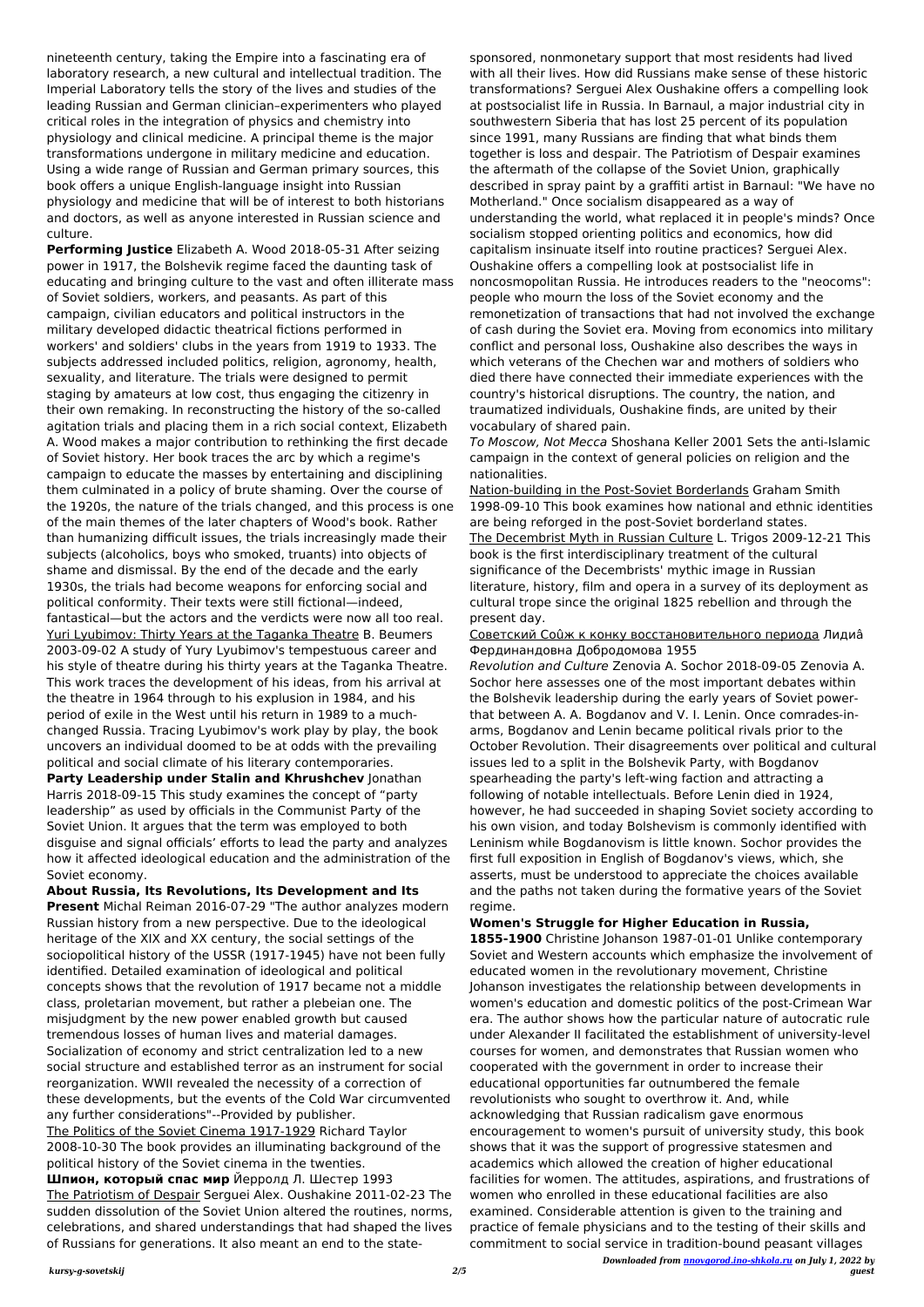nineteenth century, taking the Empire into a fascinating era of laboratory research, a new cultural and intellectual tradition. The Imperial Laboratory tells the story of the lives and studies of the leading Russian and German clinician–experimenters who played critical roles in the integration of physics and chemistry into physiology and clinical medicine. A principal theme is the major transformations undergone in military medicine and education. Using a wide range of Russian and German primary sources, this book offers a unique English-language insight into Russian physiology and medicine that will be of interest to both historians and doctors, as well as anyone interested in Russian science and culture.

**Performing Justice** Elizabeth A. Wood 2018-05-31 After seizing power in 1917, the Bolshevik regime faced the daunting task of educating and bringing culture to the vast and often illiterate mass of Soviet soldiers, workers, and peasants. As part of this campaign, civilian educators and political instructors in the military developed didactic theatrical fictions performed in workers' and soldiers' clubs in the years from 1919 to 1933. The subjects addressed included politics, religion, agronomy, health, sexuality, and literature. The trials were designed to permit staging by amateurs at low cost, thus engaging the citizenry in their own remaking. In reconstructing the history of the so-called agitation trials and placing them in a rich social context, Elizabeth A. Wood makes a major contribution to rethinking the first decade of Soviet history. Her book traces the arc by which a regime's campaign to educate the masses by entertaining and disciplining them culminated in a policy of brute shaming. Over the course of the 1920s, the nature of the trials changed, and this process is one of the main themes of the later chapters of Wood's book. Rather than humanizing difficult issues, the trials increasingly made their subjects (alcoholics, boys who smoked, truants) into objects of shame and dismissal. By the end of the decade and the early 1930s, the trials had become weapons for enforcing social and political conformity. Their texts were still fictional—indeed, fantastical—but the actors and the verdicts were now all too real.

Yuri Lyubimov: Thirty Years at the Taganka Theatre B. Beumers 2003-09-02 A study of Yury Lyubimov's tempestuous career and his style of theatre during his thirty years at the Taganka Theatre. This work traces the development of his ideas, from his arrival at the theatre in 1964 through to his explusion in 1984, and his period of exile in the West until his return in 1989 to a much-changed Russia. Tracing Lyubimov's work play by play, the book uncovers an individual doomed to be at odds with the prevailing political and social climate of his literary contemporaries.

**Party Leadership under Stalin and Khrushchev** Jonathan Harris 2018-09-15 This study examines the concept of "party leadership" as used by officials in the Communist Party of the Soviet Union. It argues that the term was employed to both disguise and signal officials' efforts to lead the party and analyzes how it affected ideological education and the administration of the Soviet economy.

**About Russia, Its Revolutions, Its Development and Its Present** Michal Reiman 2016-07-29 "The author analyzes modern Russian history from a new perspective. Due to the ideological heritage of the XIX and XX century, the social settings of the sociopolitical history of the USSR (1917-1945) have not been fully identified. Detailed examination of ideological and political concepts shows that the revolution of 1917 became not a middle class, proletarian movement, but rather a plebeian one. The misjudgment by the new power enabled growth but caused tremendous losses of human lives and material damages. Socialization of economy and strict centralization led to a new social structure and established terror as an instrument for social reorganization. WWII revealed the necessity of a correction of these developments, but the events of the Cold War circumvented any further considerations"--Provided by publisher.

The Politics of the Soviet Cinema 1917-1929 Richard Taylor 2008-10-30 The book provides an illuminating background of the political history of the Soviet cinema in the twenties.

**Шпион, который спас мир** Йерролд Л. Шестер 1993

The Patriotism of Despair Serguei Alex. Oushakine 2011-02-23 The sudden dissolution of the Soviet Union altered the routines, norms, celebrations, and shared understandings that had shaped the lives of Russians for generations. It also meant an end to the state-sponsored, nonmonetary support that most residents had lived with all their lives. How did Russians make sense of these historic transformations? Serguei Alex Oushakine offers a compelling look at postsocialist life in Russia. In Barnaul, a major industrial city in southwestern Siberia that has lost 25 percent of its population since 1991, many Russians are finding that what binds them together is loss and despair. The Patriotism of Despair examines the aftermath of the collapse of the Soviet Union, graphically described in spray paint by a graffiti artist in Barnaul: "We have no Motherland." Once socialism disappeared as a way of understanding the world, what replaced it in people's minds? Once socialism stopped orienting politics and economics, how did capitalism insinuate itself into routine practices? Serguei Alex. Oushakine offers a compelling look at postsocialist life in noncosmopolitan Russia. He introduces readers to the "neocoms": people who mourn the loss of the Soviet economy and the remonetization of transactions that had not involved the exchange of cash during the Soviet era. Moving from economics into military conflict and personal loss, Oushakine also describes the ways in which veterans of the Chechen war and mothers of soldiers who died there have connected their immediate experiences with the country's historical disruptions. The country, the nation, and traumatized individuals, Oushakine finds, are united by their vocabulary of shared pain.

*To Moscow, Not Mecca* Shoshana Keller 2001 Sets the anti-Islamic campaign in the context of general policies on religion and the nationalities.

Nation-building in the Post-Soviet Borderlands Graham Smith 1998-09-10 This book examines how national and ethnic identities are being reforged in the post-Soviet borderland states.

The Decembrist Myth in Russian Culture L. Trigos 2009-12-21 This book is the first interdisciplinary treatment of the cultural significance of the Decembrists' mythic image in Russian literature, history, film and opera in a survey of its deployment as cultural trope since the original 1825 rebellion and through the present day.

Советский Соûж к конку восстановительного периода Лидиâ Фердинандовна Добродомова 1955

*Revolution and Culture* Zenovia A. Sochor 2018-09-05 Zenovia A. Sochor here assesses one of the most important debates within the Bolshevik leadership during the early years of Soviet power-that between A. A. Bogdanov and V. I. Lenin. Once comrades-in-arms, Bogdanov and Lenin became political rivals prior to the October Revolution. Their disagreements over political and cultural issues led to a split in the Bolshevik Party, with Bogdanov spearheading the party's left-wing faction and attracting a following of notable intellectuals. Before Lenin died in 1924, however, he had succeeded in shaping Soviet society according to his own vision, and today Bolshevism is commonly identified with Leninism while Bogdanovism is little known. Sochor provides the first full exposition in English of Bogdanov's views, which, she asserts, must be understood to appreciate the choices available and the paths not taken during the formative years of the Soviet regime.

**Women's Struggle for Higher Education in Russia, 1855-1900** Christine Johanson 1987-01-01 Unlike contemporary Soviet and Western accounts which emphasize the involvement of educated women in the revolutionary movement, Christine Johanson investigates the relationship between developments in women's education and domestic politics of the post-Crimean War era. The author shows how the particular nature of autocratic rule under Alexander II facilitated the establishment of university-level courses for women, and demonstrates that Russian women who cooperated with the government in order to increase their educational opportunities far outnumbered the female revolutionists who sought to overthrow it. And, while acknowledging that Russian radicalism gave enormous encouragement to women's pursuit of university study, this book shows that it was the support of progressive statesmen and academics which allowed the creation of higher educational facilities for women. The attitudes, aspirations, and frustrations of women who enrolled in these educational facilities are also examined. Considerable attention is given to the training and practice of female physicians and to the testing of their skills and commitment to social service in tradition-bound peasant villages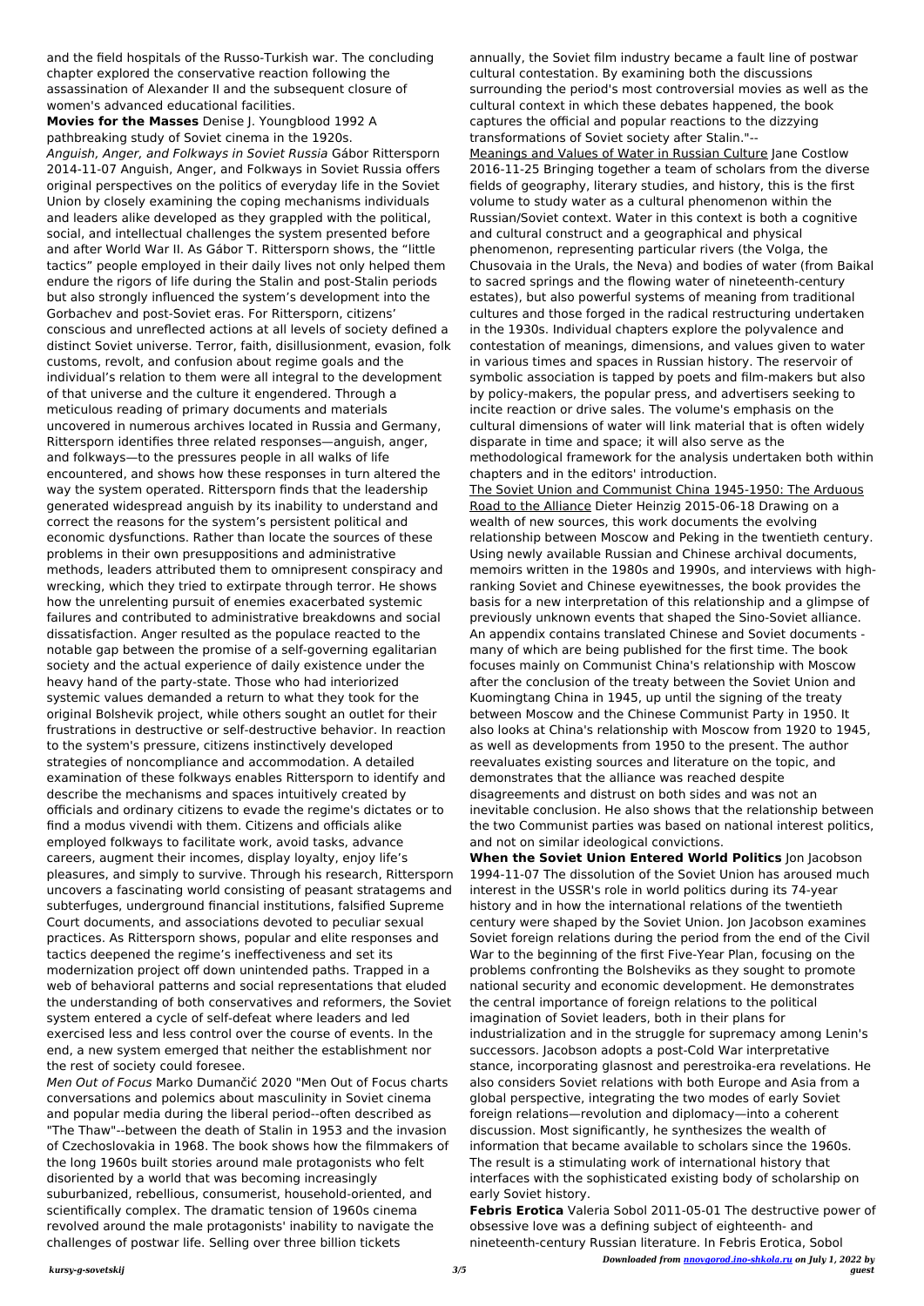and the field hospitals of the Russo-Turkish war. The concluding chapter explored the conservative reaction following the assassination of Alexander II and the subsequent closure of women's advanced educational facilities.

**Movies for the Masses** Denise J. Youngblood 1992 A pathbreaking study of Soviet cinema in the 1920s.

*Anguish, Anger, and Folkways in Soviet Russia* Gábor Rittersporn 2014-11-07 Anguish, Anger, and Folkways in Soviet Russia offers original perspectives on the politics of everyday life in the Soviet Union by closely examining the coping mechanisms individuals and leaders alike developed as they grappled with the political, social, and intellectual challenges the system presented before and after World War II. As Gábor T. Rittersporn shows, the "little tactics" people employed in their daily lives not only helped them endure the rigors of life during the Stalin and post-Stalin periods but also strongly influenced the system's development into the Gorbachev and post-Soviet eras. For Rittersporn, citizens' conscious and unreflected actions at all levels of society defined a distinct Soviet universe. Terror, faith, disillusionment, evasion, folk customs, revolt, and confusion about regime goals and the individual's relation to them were all integral to the development of that universe and the culture it engendered. Through a meticulous reading of primary documents and materials uncovered in numerous archives located in Russia and Germany, Rittersporn identifies three related responses—anguish, anger, and folkways—to the pressures people in all walks of life encountered, and shows how these responses in turn altered the way the system operated. Rittersporn finds that the leadership generated widespread anguish by its inability to understand and correct the reasons for the system's persistent political and economic dysfunctions. Rather than locate the sources of these problems in their own presuppositions and administrative methods, leaders attributed them to omnipresent conspiracy and wrecking, which they tried to extirpate through terror. He shows how the unrelenting pursuit of enemies exacerbated systemic failures and contributed to administrative breakdowns and social dissatisfaction. Anger resulted as the populace reacted to the notable gap between the promise of a self-governing egalitarian society and the actual experience of daily existence under the heavy hand of the party-state. Those who had interiorized systemic values demanded a return to what they took for the original Bolshevik project, while others sought an outlet for their frustrations in destructive or self-destructive behavior. In reaction to the system's pressure, citizens instinctively developed strategies of noncompliance and accommodation. A detailed examination of these folkways enables Rittersporn to identify and describe the mechanisms and spaces intuitively created by officials and ordinary citizens to evade the regime's dictates or to find a modus vivendi with them. Citizens and officials alike employed folkways to facilitate work, avoid tasks, advance careers, augment their incomes, display loyalty, enjoy life's pleasures, and simply to survive. Through his research, Rittersporn uncovers a fascinating world consisting of peasant stratagems and subterfuges, underground financial institutions, falsified Supreme Court documents, and associations devoted to peculiar sexual practices. As Rittersporn shows, popular and elite responses and tactics deepened the regime's ineffectiveness and set its modernization project off down unintended paths. Trapped in a web of behavioral patterns and social representations that eluded the understanding of both conservatives and reformers, the Soviet system entered a cycle of self-defeat where leaders and led exercised less and less control over the course of events. In the end, a new system emerged that neither the establishment nor the rest of society could foresee.

*Men Out of Focus* Marko Dumančić 2020 "Men Out of Focus charts conversations and polemics about masculinity in Soviet cinema and popular media during the liberal period--often described as "The Thaw"--between the death of Stalin in 1953 and the invasion of Czechoslovakia in 1968. The book shows how the filmmakers of the long 1960s built stories around male protagonists who felt disoriented by a world that was becoming increasingly suburbanized, rebellious, consumerist, household-oriented, and scientifically complex. The dramatic tension of 1960s cinema revolved around the male protagonists' inability to navigate the challenges of postwar life. Selling over three billion tickets annually, the Soviet film industry became a fault line of postwar cultural contestation. By examining both the discussions surrounding the period's most controversial movies as well as the cultural context in which these debates happened, the book captures the official and popular reactions to the dizzying transformations of Soviet society after Stalin."--

Meanings and Values of Water in Russian Culture Jane Costlow 2016-11-25 Bringing together a team of scholars from the diverse fields of geography, literary studies, and history, this is the first volume to study water as a cultural phenomenon within the Russian/Soviet context. Water in this context is both a cognitive and cultural construct and a geographical and physical phenomenon, representing particular rivers (the Volga, the Chusovaia in the Urals, the Neva) and bodies of water (from Baikal to sacred springs and the flowing water of nineteenth-century estates), but also powerful systems of meaning from traditional cultures and those forged in the radical restructuring undertaken in the 1930s. Individual chapters explore the polyvalence and contestation of meanings, dimensions, and values given to water in various times and spaces in Russian history. The reservoir of symbolic association is tapped by poets and film-makers but also by policy-makers, the popular press, and advertisers seeking to incite reaction or drive sales. The volume's emphasis on the cultural dimensions of water will link material that is often widely disparate in time and space; it will also serve as the methodological framework for the analysis undertaken both within chapters and in the editors' introduction.

The Soviet Union and Communist China 1945-1950: The Arduous Road to the Alliance Dieter Heinzig 2015-06-18 Drawing on a wealth of new sources, this work documents the evolving relationship between Moscow and Peking in the twentieth century. Using newly available Russian and Chinese archival documents, memoirs written in the 1980s and 1990s, and interviews with high-ranking Soviet and Chinese eyewitnesses, the book provides the basis for a new interpretation of this relationship and a glimpse of previously unknown events that shaped the Sino-Soviet alliance. An appendix contains translated Chinese and Soviet documents - many of which are being published for the first time. The book focuses mainly on Communist China's relationship with Moscow after the conclusion of the treaty between the Soviet Union and Kuomingtang China in 1945, up until the signing of the treaty between Moscow and the Chinese Communist Party in 1950. It also looks at China's relationship with Moscow from 1920 to 1945, as well as developments from 1950 to the present. The author reevaluates existing sources and literature on the topic, and demonstrates that the alliance was reached despite disagreements and distrust on both sides and was not an inevitable conclusion. He also shows that the relationship between the two Communist parties was based on national interest politics, and not on similar ideological convictions.

**When the Soviet Union Entered World Politics** Jon Jacobson 1994-11-07 The dissolution of the Soviet Union has aroused much interest in the USSR's role in world politics during its 74-year history and in how the international relations of the twentieth century were shaped by the Soviet Union. Jon Jacobson examines Soviet foreign relations during the period from the end of the Civil War to the beginning of the first Five-Year Plan, focusing on the problems confronting the Bolsheviks as they sought to promote national security and economic development. He demonstrates the central importance of foreign relations to the political imagination of Soviet leaders, both in their plans for industrialization and in the struggle for supremacy among Lenin's successors. Jacobson adopts a post-Cold War interpretative stance, incorporating glasnost and perestroika-era revelations. He also considers Soviet relations with both Europe and Asia from a global perspective, integrating the two modes of early Soviet foreign relations—revolution and diplomacy—into a coherent discussion. Most significantly, he synthesizes the wealth of information that became available to scholars since the 1960s. The result is a stimulating work of international history that interfaces with the sophisticated existing body of scholarship on early Soviet history.

**Febris Erotica** Valeria Sobol 2011-05-01 The destructive power of obsessive love was a defining subject of eighteenth- and nineteenth-century Russian literature. In Febris Erotica, Sobol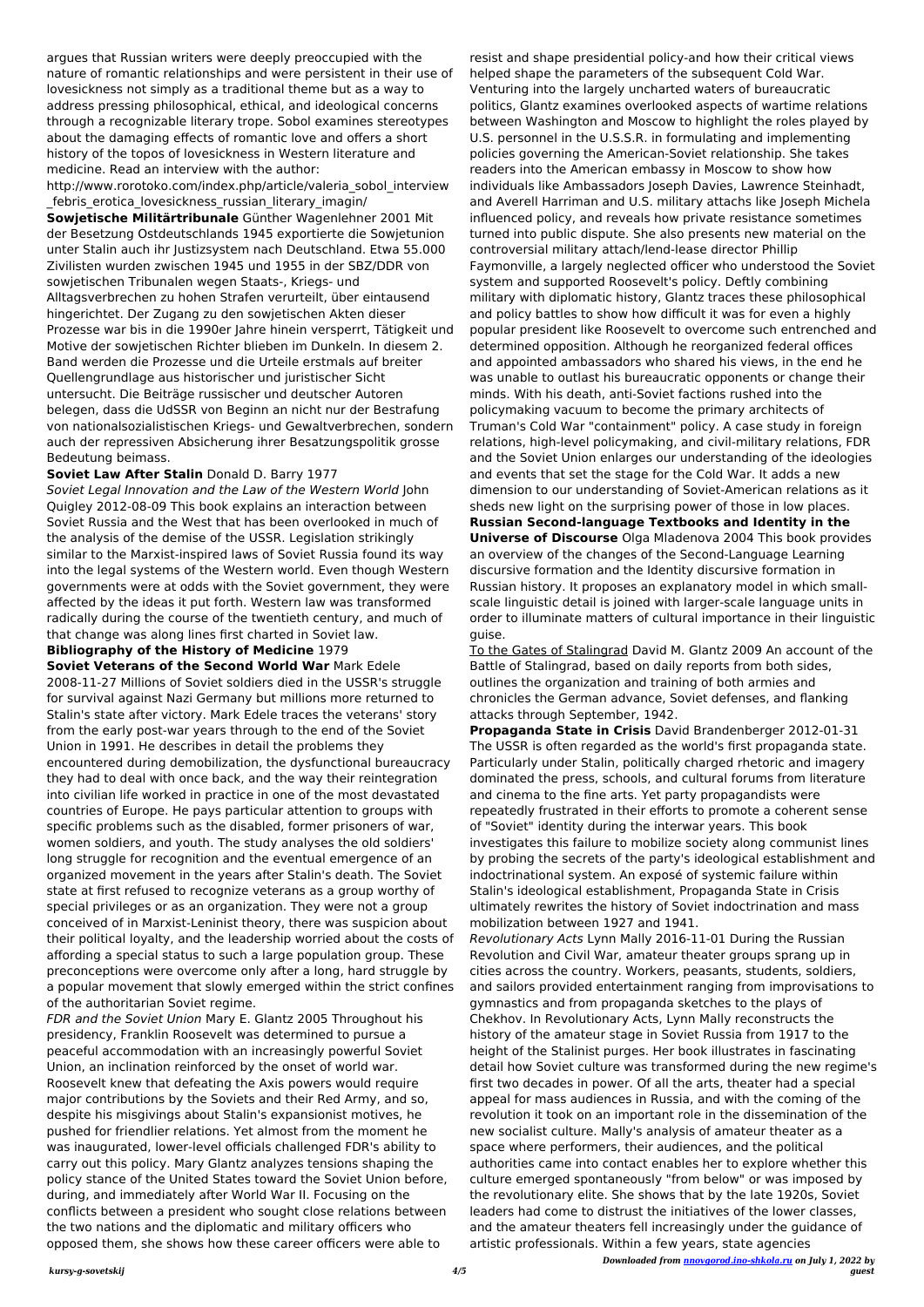argues that Russian writers were deeply preoccupied with the nature of romantic relationships and were persistent in their use of lovesickness not simply as a traditional theme but as a way to address pressing philosophical, ethical, and ideological concerns through a recognizable literary trope. Sobol examines stereotypes about the damaging effects of romantic love and offers a short history of the topos of lovesickness in Western literature and medicine. Read an interview with the author: http://www.rorotoko.com/index.php/article/valeria_sobol_interview_febris_erotica_lovesickness_russian_literary_imagin/

**Sowjetische Militärtribunale** Günther Wagenlehner 2001 Mit der Besetzung Ostdeutschlands 1945 exportierte die Sowjetunion unter Stalin auch ihr Justizsystem nach Deutschland. Etwa 55.000 Zivilisten wurden zwischen 1945 und 1955 in der SBZ/DDR von sowjetischen Tribunalen wegen Staats-, Kriegs- und Alltagsverbrechen zu hohen Strafen verurteilt, über eintausend hingerichtet. Der Zugang zu den sowjetischen Akten dieser Prozesse war bis in die 1990er Jahre hinein versperrt, Tätigkeit und Motive der sowjetischen Richter blieben im Dunkeln. In diesem 2. Band werden die Prozesse und die Urteile erstmals auf breiter Quellengrundlage aus historischer und juristischer Sicht untersucht. Die Beiträge russischer und deutscher Autoren belegen, dass die UdSSR von Beginn an nicht nur der Bestrafung von nationalsozialistischen Kriegs- und Gewaltverbrechen, sondern auch der repressiven Absicherung ihrer Besatzungspolitik grosse Bedeutung beimass.

**Soviet Law After Stalin** Donald D. Barry 1977

*Soviet Legal Innovation and the Law of the Western World* John Quigley 2012-08-09 This book explains an interaction between Soviet Russia and the West that has been overlooked in much of the analysis of the demise of the USSR. Legislation strikingly similar to the Marxist-inspired laws of Soviet Russia found its way into the legal systems of the Western world. Even though Western governments were at odds with the Soviet government, they were affected by the ideas it put forth. Western law was transformed radically during the course of the twentieth century, and much of that change was along lines first charted in Soviet law.

**Bibliography of the History of Medicine** 1979

**Soviet Veterans of the Second World War** Mark Edele 2008-11-27 Millions of Soviet soldiers died in the USSR's struggle for survival against Nazi Germany but millions more returned to Stalin's state after victory. Mark Edele traces the veterans' story from the early post-war years through to the end of the Soviet Union in 1991. He describes in detail the problems they encountered during demobilization, the dysfunctional bureaucracy they had to deal with once back, and the way their reintegration into civilian life worked in practice in one of the most devastated countries of Europe. He pays particular attention to groups with specific problems such as the disabled, former prisoners of war, women soldiers, and youth. The study analyses the old soldiers' long struggle for recognition and the eventual emergence of an organized movement in the years after Stalin's death. The Soviet state at first refused to recognize veterans as a group worthy of special privileges or as an organization. They were not a group conceived of in Marxist-Leninist theory, there was suspicion about their political loyalty, and the leadership worried about the costs of affording a special status to such a large population group. These preconceptions were overcome only after a long, hard struggle by a popular movement that slowly emerged within the strict confines of the authoritarian Soviet regime.

*FDR and the Soviet Union* Mary E. Glantz 2005 Throughout his presidency, Franklin Roosevelt was determined to pursue a peaceful accommodation with an increasingly powerful Soviet Union, an inclination reinforced by the onset of world war. Roosevelt knew that defeating the Axis powers would require major contributions by the Soviets and their Red Army, and so, despite his misgivings about Stalin's expansionist motives, he pushed for friendlier relations. Yet almost from the moment he was inaugurated, lower-level officials challenged FDR's ability to carry out this policy. Mary Glantz analyzes tensions shaping the policy stance of the United States toward the Soviet Union before, during, and immediately after World War II. Focusing on the conflicts between a president who sought close relations between the two nations and the diplomatic and military officers who opposed them, she shows how these career officers were able to resist and shape presidential policy-and how their critical views helped shape the parameters of the subsequent Cold War. Venturing into the largely uncharted waters of bureaucratic politics, Glantz examines overlooked aspects of wartime relations between Washington and Moscow to highlight the roles played by U.S. personnel in the U.S.S.R. in formulating and implementing policies governing the American-Soviet relationship. She takes readers into the American embassy in Moscow to show how individuals like Ambassadors Joseph Davies, Lawrence Steinhadt, and Averell Harriman and U.S. military attachs like Joseph Michela influenced policy, and reveals how private resistance sometimes turned into public dispute. She also presents new material on the controversial military attach/lend-lease director Phillip Faymonville, a largely neglected officer who understood the Soviet system and supported Roosevelt's policy. Deftly combining military with diplomatic history, Glantz traces these philosophical and policy battles to show how difficult it was for even a highly popular president like Roosevelt to overcome such entrenched and determined opposition. Although he reorganized federal offices and appointed ambassadors who shared his views, in the end he was unable to outlast his bureaucratic opponents or change their minds. With his death, anti-Soviet factions rushed into the policymaking vacuum to become the primary architects of Truman's Cold War "containment" policy. A case study in foreign relations, high-level policymaking, and civil-military relations, FDR and the Soviet Union enlarges our understanding of the ideologies and events that set the stage for the Cold War. It adds a new dimension to our understanding of Soviet-American relations as it sheds new light on the surprising power of those in low places.

**Russian Second-language Textbooks and Identity in the Universe of Discourse** Olga Mladenova 2004 This book provides an overview of the changes of the Second-Language Learning discursive formation and the Identity discursive formation in Russian history. It proposes an explanatory model in which small-scale linguistic detail is joined with larger-scale language units in order to illuminate matters of cultural importance in their linguistic guise.

To the Gates of Stalingrad David M. Glantz 2009 An account of the Battle of Stalingrad, based on daily reports from both sides, outlines the organization and training of both armies and chronicles the German advance, Soviet defenses, and flanking attacks through September, 1942.

**Propaganda State in Crisis** David Brandenberger 2012-01-31 The USSR is often regarded as the world's first propaganda state. Particularly under Stalin, politically charged rhetoric and imagery dominated the press, schools, and cultural forums from literature and cinema to the fine arts. Yet party propagandists were repeatedly frustrated in their efforts to promote a coherent sense of "Soviet" identity during the interwar years. This book investigates this failure to mobilize society along communist lines by probing the secrets of the party's ideological establishment and indoctrinational system. An exposé of systemic failure within Stalin's ideological establishment, Propaganda State in Crisis ultimately rewrites the history of Soviet indoctrination and mass mobilization between 1927 and 1941.

*Revolutionary Acts* Lynn Mally 2016-11-01 During the Russian Revolution and Civil War, amateur theater groups sprang up in cities across the country. Workers, peasants, students, soldiers, and sailors provided entertainment ranging from improvisations to gymnastics and from propaganda sketches to the plays of Chekhov. In Revolutionary Acts, Lynn Mally reconstructs the history of the amateur stage in Soviet Russia from 1917 to the height of the Stalinist purges. Her book illustrates in fascinating detail how Soviet culture was transformed during the new regime's first two decades in power. Of all the arts, theater had a special appeal for mass audiences in Russia, and with the coming of the revolution it took on an important role in the dissemination of the new socialist culture. Mally's analysis of amateur theater as a space where performers, their audiences, and the political authorities came into contact enables her to explore whether this culture emerged spontaneously "from below" or was imposed by the revolutionary elite. She shows that by the late 1920s, Soviet leaders had come to distrust the initiatives of the lower classes, and the amateur theaters fell increasingly under the guidance of artistic professionals. Within a few years, state agencies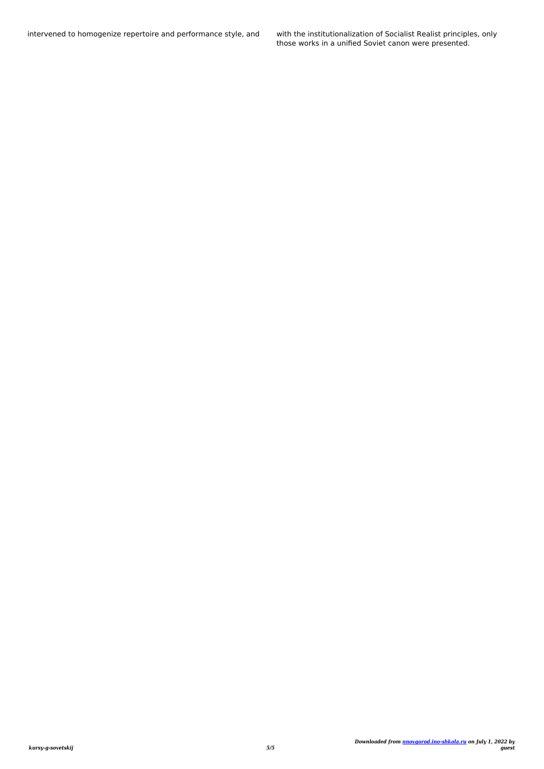intervened to homogenize repertoire and performance style, and with the institutionalization of Socialist Realist principles, only those works in a unified Soviet canon were presented.